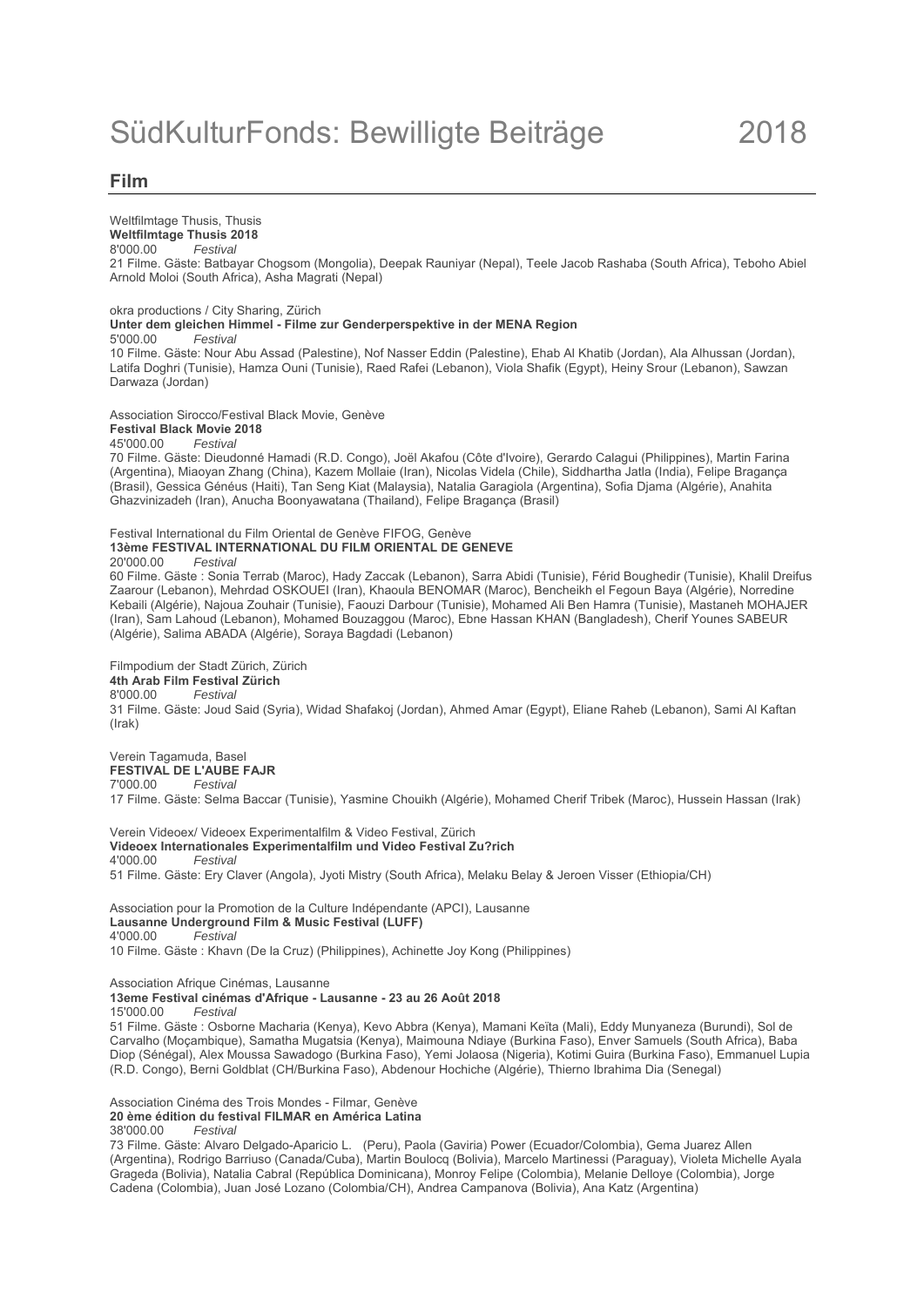# SüdKulturFonds: Bewilligte Beiträge 2018

## Film

Weltfilmtage Thusis, Thusis
**Weltfilmtage Thusis 2018**
8'000.00 *Festival*
21 Filme. Gäste: Batbayar Chogsom (Mongolia), Deepak Rauniyar (Nepal), Teele Jacob Rashaba (South Africa), Teboho Abiel Arnold Moloi (South Africa), Asha Magrati (Nepal)

okra productions / City Sharing, Zürich
**Unter dem gleichen Himmel - Filme zur Genderperspektive in der MENA Region**
5'000.00 *Festival*
10 Filme. Gäste: Nour Abu Assad (Palestine), Nof Nasser Eddin (Palestine), Ehab Al Khatib (Jordan), Ala Alhussan (Jordan), Latifa Doghri (Tunisie), Hamza Ouni (Tunisie), Raed Rafei (Lebanon), Viola Shafik (Egypt), Heiny Srour (Lebanon), Sawzan Darwaza (Jordan)

Association Sirocco/Festival Black Movie, Genève
**Festival Black Movie 2018**
45'000.00 *Festival*
70 Filme. Gäste: Dieudonné Hamadi (R.D. Congo), Joël Akafou (Côte d'Ivoire), Gerardo Calagui (Philippines), Martin Farina (Argentina), Miaoyan Zhang (China), Kazem Mollaie (Iran), Nicolas Videla (Chile), Siddhartha Jatla (India), Felipe Bragança (Brasil), Gessica Généus (Haiti), Tan Seng Kiat (Malaysia), Natalia Garagiola (Argentina), Sofia Djama (Algérie), Anahita Ghazvinizadeh (Iran), Anucha Boonyawatana (Thailand), Felipe Bragança (Brasil)

Festival International du Film Oriental de Genève FIFOG, Genève
**13ème FESTIVAL INTERNATIONAL DU FILM ORIENTAL DE GENEVE**
20'000.00 *Festival*
60 Filme. Gäste : Sonia Terrab (Maroc), Hady Zaccak (Lebanon), Sarra Abidi (Tunisie), Férid Boughedir (Tunisie), Khalil Dreifus Zaarour (Lebanon), Mehrdad OSKOUEI (Iran), Khaoula BENOMAR (Maroc), Bencheikh el Fegoun Baya (Algérie), Norredine Kebaili (Algérie), Najoua Zouhair (Tunisie), Faouzi Darbour (Tunisie), Mohamed Ali Ben Hamra (Tunisie), Mastaneh MOHAJER (Iran), Sam Lahoud (Lebanon), Mohamed Bouzaggou (Maroc), Ebne Hassan KHAN (Bangladesh), Cherif Younes SABEUR (Algérie), Salima ABADA (Algérie), Soraya Bagdadi (Lebanon)

Filmpodium der Stadt Zürich, Zürich
**4th Arab Film Festival Zürich**
8'000.00 *Festival*
31 Filme. Gäste: Joud Said (Syria), Widad Shafakoj (Jordan), Ahmed Amar (Egypt), Eliane Raheb (Lebanon), Sami Al Kaftan (Irak)

Verein Tagamuda, Basel
**FESTIVAL DE L'AUBE FAJR**
7'000.00 *Festival*
17 Filme. Gäste: Selma Baccar (Tunisie), Yasmine Chouikh (Algérie), Mohamed Cherif Tribek (Maroc), Hussein Hassan (Irak)

Verein Videoex/ Videoex Experimentalfilm & Video Festival, Zürich
**Videoex Internationales Experimentalfilm und Video Festival Zu?rich**
4'000.00 *Festival*
51 Filme. Gäste: Ery Claver (Angola), Jyoti Mistry (South Africa), Melaku Belay & Jeroen Visser (Ethiopia/CH)

Association pour la Promotion de la Culture Indépendante (APCI), Lausanne
**Lausanne Underground Film & Music Festival (LUFF)**
4'000.00 *Festival*
10 Filme. Gäste : Khavn (De la Cruz) (Philippines), Achinette Joy Kong (Philippines)

Association Afrique Cinémas, Lausanne
**13eme Festival cinémas d'Afrique - Lausanne - 23 au 26 Août 2018**
15'000.00 *Festival*
51 Filme. Gäste : Osborne Macharia (Kenya), Kevo Abbra (Kenya), Mamani Keïta (Mali), Eddy Munyaneza (Burundi), Sol de Carvalho (Moçambique), Samatha Mugatsia (Kenya), Maimouna Ndiaye (Burkina Faso), Enver Samuels (South Africa), Baba Diop (Sénégal), Alex Moussa Sawadogo (Burkina Faso), Yemi Jolaosa (Nigeria), Kotimi Guira (Burkina Faso), Emmanuel Lupia (R.D. Congo), Berni Goldblat (CH/Burkina Faso), Abdenour Hochiche (Algérie), Thierno Ibrahima Dia (Senegal)

Association Cinéma des Trois Mondes - Filmar, Genève
**20 ème édition du festival FILMAR en América Latina**
38'000.00 *Festival*
73 Filme. Gäste: Alvaro Delgado-Aparicio L. (Peru), Paola (Gaviria) Power (Ecuador/Colombia), Gema Juarez Allen (Argentina), Rodrigo Barriuso (Canada/Cuba), Martin Boulocq (Bolivia), Marcelo Martinessi (Paraguay), Violeta Michelle Ayala Grageda (Bolivia), Natalia Cabral (República Dominicana), Monroy Felipe (Colombia), Melanie Delloye (Colombia), Jorge Cadena (Colombia), Juan José Lozano (Colombia/CH), Andrea Campanova (Bolivia), Ana Katz (Argentina)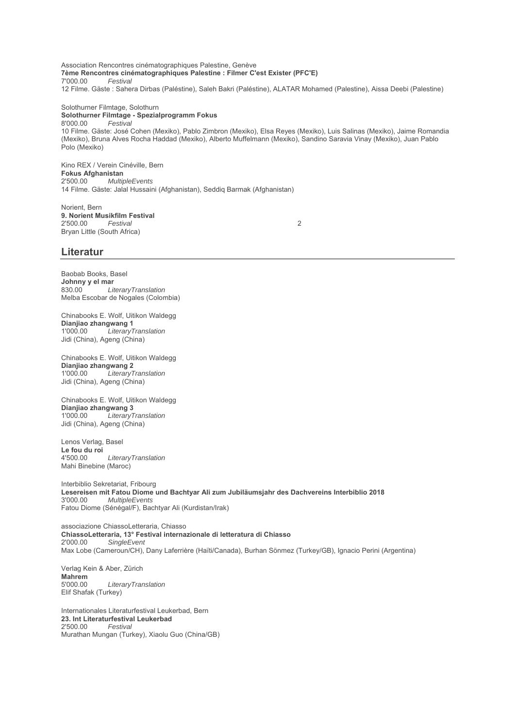Association Rencontres cinématographiques Palestine, Genève
**7ème Rencontres cinématographiques Palestine : Filmer C'est Exister (PFC'E)**
7'000.00 *Festival*
12 Filme. Gäste : Sahera Dirbas (Paléstine), Saleh Bakri (Paléstine), ALATAR Mohamed (Palestine), Aissa Deebi (Palestine)

Solothurner Filmtage, Solothurn
**Solothurner Filmtage - Spezialprogramm Fokus**
8'000.00 *Festival*
10 Filme. Gäste: José Cohen (Mexiko), Pablo Zimbron (Mexiko), Elsa Reyes (Mexiko), Luis Salinas (Mexiko), Jaime Romandia (Mexiko), Bruna Alves Rocha Haddad (Mexiko), Alberto Muffelmann (Mexiko), Sandino Saravia Vinay (Mexiko), Juan Pablo Polo (Mexiko)

Kino REX / Verein Cinéville, Bern
**Fokus Afghanistan**
2'500.00 *MultipleEvents*
14 Filme. Gäste: Jalal Hussaini (Afghanistan), Seddiq Barmak (Afghanistan)

Norient, Bern
**9. Norient Musikfilm Festival**
2'500.00 *Festival*
Bryan Little (South Africa)

## Literatur

Baobab Books, Basel
**Johnny y el mar**
830.00 *LiteraryTranslation*
Melba Escobar de Nogales (Colombia)

Chinabooks E. Wolf, Uitikon Waldegg
**Dianjiao zhangwang 1**
1'000.00 *LiteraryTranslation*
Jidi (China), Ageng (China)

Chinabooks E. Wolf, Uitikon Waldegg
**Dianjiao zhangwang 2**
1'000.00 *LiteraryTranslation*
Jidi (China), Ageng (China)

Chinabooks E. Wolf, Uitikon Waldegg
**Dianjiao zhangwang 3**
1'000.00 *LiteraryTranslation*
Jidi (China), Ageng (China)

Lenos Verlag, Basel
**Le fou du roi**
4'500.00 *LiteraryTranslation*
Mahi Binebine (Maroc)

Interbiblio Sekretariat, Fribourg
**Lesereisen mit Fatou Diome und Bachtyar Ali zum Jubiläumsjahr des Dachvereins Interbiblio 2018**
3'000.00 *MultipleEvents*
Fatou Diome (Sénégal/F), Bachtyar Ali (Kurdistan/Irak)

associazione ChiassoLetteraria, Chiasso
**ChiassoLetteraria, 13° Festival internazionale di letteratura di Chiasso**
2'000.00 *SingleEvent*
Max Lobe (Cameroun/CH), Dany Laferrière (Haïti/Canada), Burhan Sönmez (Turkey/GB), Ignacio Perini (Argentina)

Verlag Kein & Aber, Zürich
**Mahrem**
5'000.00 *LiteraryTranslation*
Elif Shafak (Turkey)

Internationales Literaturfestival Leukerbad, Bern
**23. Int Literaturfestival Leukerbad**
2'500.00 *Festival*
Murathan Mungan (Turkey), Xiaolu Guo (China/GB)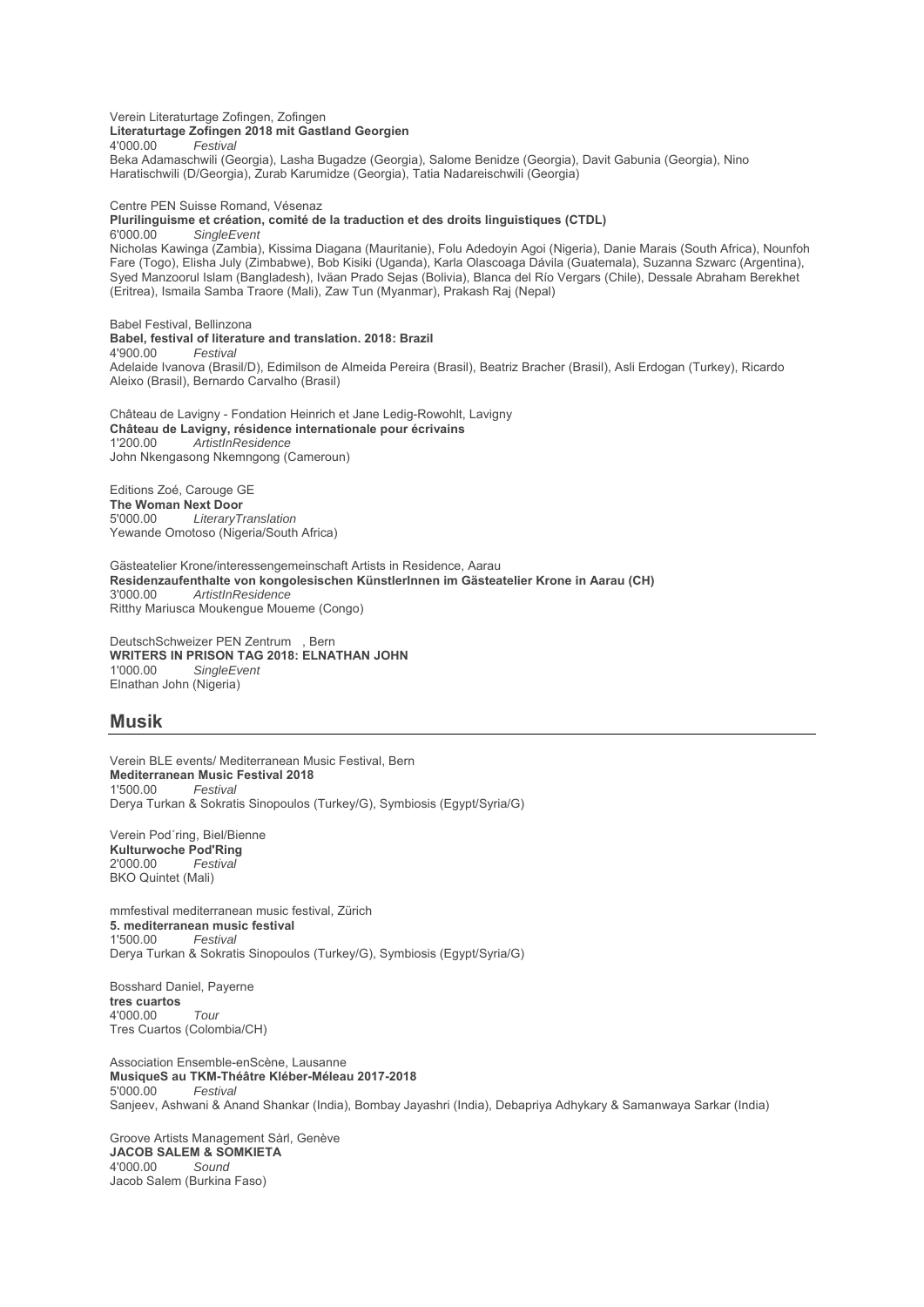Verein Literaturtage Zofingen, Zofingen
**Literaturtage Zofingen 2018 mit Gastland Georgien**
4'000.00 *Festival*
Beka Adamaschwili (Georgia), Lasha Bugadze (Georgia), Salome Benidze (Georgia), Davit Gabunia (Georgia), Nino Haratischwili (D/Georgia), Zurab Karumidze (Georgia), Tatia Nadareischwili (Georgia)

Centre PEN Suisse Romand, Vésenaz
**Plurilinguisme et création, comité de la traduction et des droits linguistiques (CTDL)**
6'000.00 *SingleEvent*
Nicholas Kawinga (Zambia), Kissima Diagana (Mauritanie), Folu Adedoyin Agoi (Nigeria), Danie Marais (South Africa), Nounfoh Fare (Togo), Elisha July (Zimbabwe), Bob Kisiki (Uganda), Karla Olascoaga Dávila (Guatemala), Suzanna Szwarc (Argentina), Syed Manzoorul Islam (Bangladesh), Iväan Prado Sejas (Bolivia), Blanca del Río Vergars (Chile), Dessale Abraham Berekhet (Eritrea), Ismaila Samba Traore (Mali), Zaw Tun (Myanmar), Prakash Raj (Nepal)

Babel Festival, Bellinzona
**Babel, festival of literature and translation. 2018: Brazil**
4'900.00 *Festival*
Adelaide Ivanova (Brasil/D), Edimilson de Almeida Pereira (Brasil), Beatriz Bracher (Brasil), Asli Erdogan (Turkey), Ricardo Aleixo (Brasil), Bernardo Carvalho (Brasil)

Château de Lavigny - Fondation Heinrich et Jane Ledig-Rowohlt, Lavigny
**Château de Lavigny, résidence internationale pour écrivains**
1'200.00 *ArtistInResidence*
John Nkengasong Nkemngong (Cameroun)

Editions Zoé, Carouge GE
**The Woman Next Door**
5'000.00 *LiteraryTranslation*
Yewande Omotoso (Nigeria/South Africa)

Gästeatelier Krone/interessengemeinschaft Artists in Residence, Aarau
**Residenzaufenthalte von kongolesischen KünstlerInnen im Gästeatelier Krone in Aarau (CH)**
3'000.00 *ArtistInResidence*
Ritthy Mariusca Moukengue Moueme (Congo)

DeutschSchweizer PEN Zentrum , Bern
**WRITERS IN PRISON TAG 2018: ELNATHAN JOHN**
1'000.00 *SingleEvent*
Elnathan John (Nigeria)

## Musik

Verein BLE events/ Mediterranean Music Festival, Bern
**Mediterranean Music Festival 2018**
1'500.00 *Festival*
Derya Turkan & Sokratis Sinopoulos (Turkey/G), Symbiosis (Egypt/Syria/G)

Verein Pod´ring, Biel/Bienne
**Kulturwoche Pod'Ring**
2'000.00 *Festival*
BKO Quintet (Mali)

mmfestival mediterranean music festival, Zürich
**5. mediterranean music festival**
1'500.00 *Festival*
Derya Turkan & Sokratis Sinopoulos (Turkey/G), Symbiosis (Egypt/Syria/G)

Bosshard Daniel, Payerne
**tres cuartos**
4'000.00 *Tour*
Tres Cuartos (Colombia/CH)

Association Ensemble-enScène, Lausanne
**MusiqueS au TKM-Théâtre Kléber-Méleau 2017-2018**
5'000.00 *Festival*
Sanjeev, Ashwani & Anand Shankar (India), Bombay Jayashri (India), Debapriya Adhykary & Samanwaya Sarkar (India)

Groove Artists Management Sàrl, Genève
**JACOB SALEM & SOMKIETA**
4'000.00 *Sound*
Jacob Salem (Burkina Faso)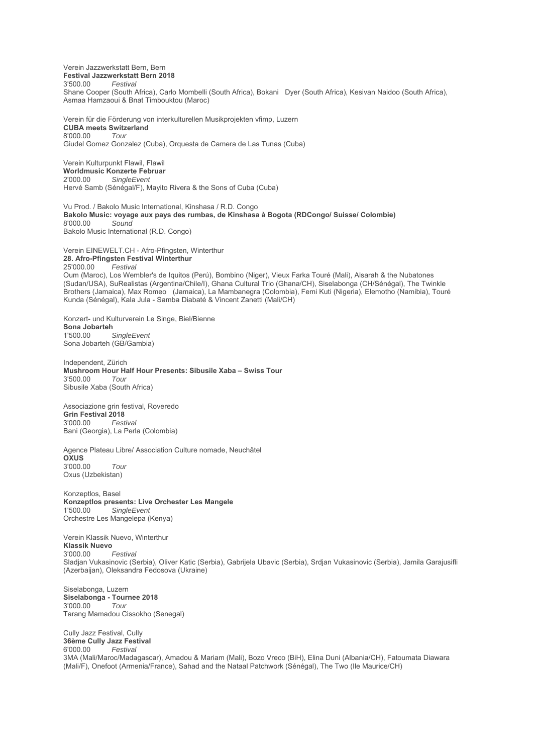Verein Jazzwerkstatt Bern, Bern
**Festival Jazzwerkstatt Bern 2018**
3'500.00 *Festival*
Shane Cooper (South Africa), Carlo Mombelli (South Africa), Bokani Dyer (South Africa), Kesivan Naidoo (South Africa), Asmaa Hamzaoui & Bnat Timbouktou (Maroc)

Verein für die Förderung von interkulturellen Musikprojekten vfimp, Luzern
**CUBA meets Switzerland**
8'000.00 *Tour*
Giudel Gomez Gonzalez (Cuba), Orquesta de Camera de Las Tunas (Cuba)

Verein Kulturpunkt Flawil, Flawil
**Worldmusic Konzerte Februar**
2'000.00 *SingleEvent*
Hervé Samb (Sénégal/F), Mayito Rivera & the Sons of Cuba (Cuba)

Vu Prod. / Bakolo Music International, Kinshasa / R.D. Congo
**Bakolo Music: voyage aux pays des rumbas, de Kinshasa à Bogota (RDCongo/ Suisse/ Colombie)**
8'000.00 *Sound*
Bakolo Music International (R.D. Congo)

Verein EINEWELT.CH - Afro-Pfingsten, Winterthur
**28. Afro-Pfingsten Festival Winterthur**
25'000.00 *Festival*
Oum (Maroc), Los Wembler's de Iquitos (Perú), Bombino (Niger), Vieux Farka Touré (Mali), Alsarah & the Nubatones (Sudan/USA), SuRealistas (Argentina/Chile/I), Ghana Cultural Trio (Ghana/CH), Siselabonga (CH/Sénégal), The Twinkle Brothers (Jamaica), Max Romeo (Jamaica), La Mambanegra (Colombia), Femi Kuti (Nigeria), Elemotho (Namibia), Touré Kunda (Sénégal), Kala Jula - Samba Diabaté & Vincent Zanetti (Mali/CH)

Konzert- und Kulturverein Le Singe, Biel/Bienne
**Sona Jobarteh**
1'500.00 *SingleEvent*
Sona Jobarteh (GB/Gambia)

Independent, Zürich
**Mushroom Hour Half Hour Presents: Sibusile Xaba – Swiss Tour**
3'500.00 *Tour*
Sibusile Xaba (South Africa)

Associazione grin festival, Roveredo
**Grin Festival 2018**
3'000.00 *Festival*
Bani (Georgia), La Perla (Colombia)

Agence Plateau Libre/ Association Culture nomade, Neuchâtel
**OXUS**
3'000.00 *Tour*
Oxus (Uzbekistan)

Konzeptlos, Basel
**Konzeptlos presents: Live Orchester Les Mangele**
1'500.00 *SingleEvent*
Orchestre Les Mangelepa (Kenya)

Verein Klassik Nuevo, Winterthur
**Klassik Nuevo**
3'000.00 *Festival*
Sladjan Vukasinovic (Serbia), Oliver Katic (Serbia), Gabrijela Ubavic (Serbia), Srdjan Vukasinovic (Serbia), Jamila Garajusifli (Azerbaijan), Oleksandra Fedosova (Ukraine)

Siselabonga, Luzern
**Siselabonga - Tournee 2018**
3'000.00 *Tour*
Tarang Mamadou Cissokho (Senegal)

Cully Jazz Festival, Cully
**36ème Cully Jazz Festival**
6'000.00 *Festival*
3MA (Mali/Maroc/Madagascar), Amadou & Mariam (Mali), Bozo Vreco (BiH), Elina Duni (Albania/CH), Fatoumata Diawara (Mali/F), Onefoot (Armenia/France), Sahad and the Nataal Patchwork (Sénégal), The Two (Ile Maurice/CH)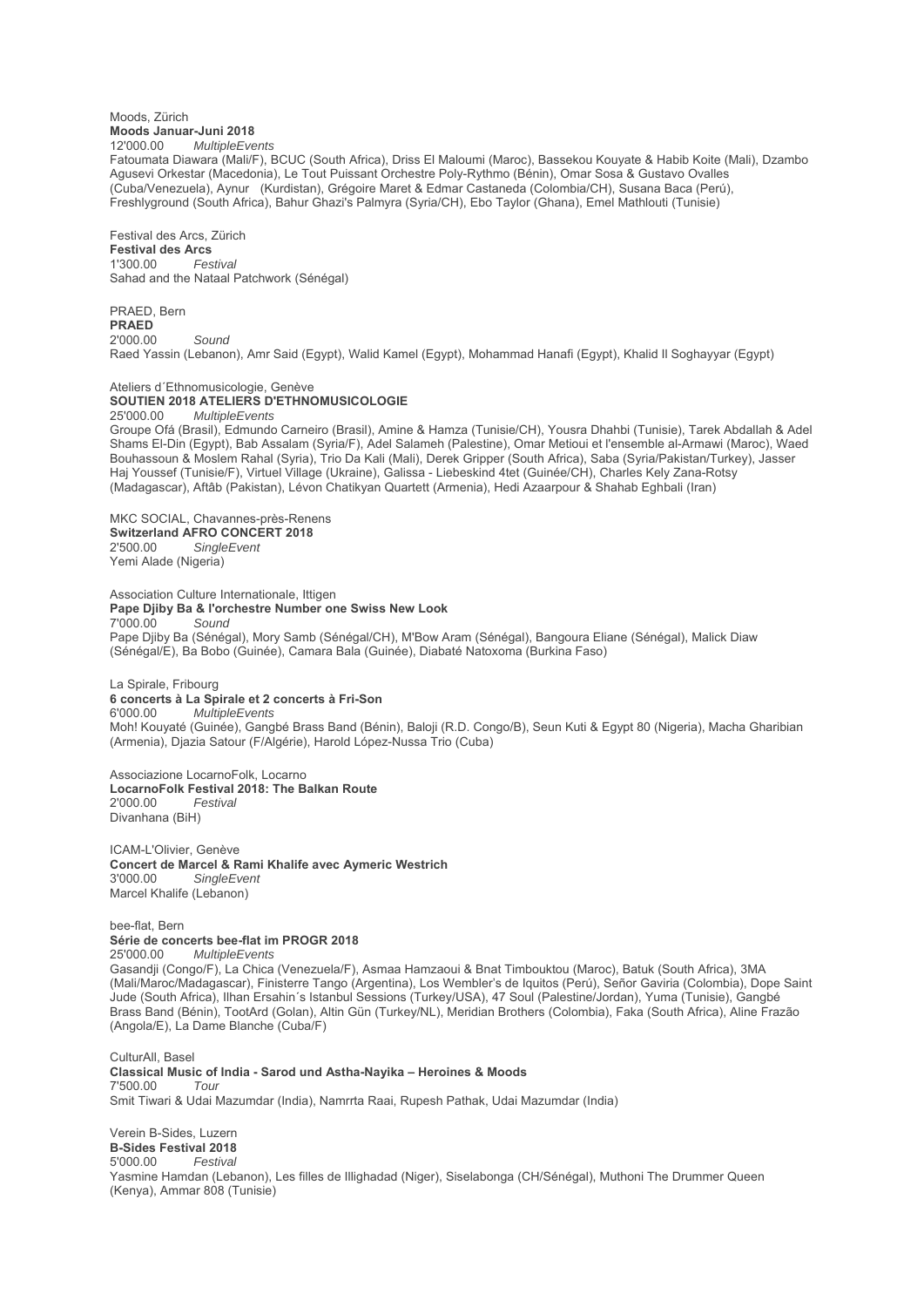Moods, Zürich
**Moods Januar-Juni 2018**
12'000.00 *MultipleEvents*
Fatoumata Diawara (Mali/F), BCUC (South Africa), Driss El Maloumi (Maroc), Bassekou Kouyate & Habib Koite (Mali), Dzambo Agusevi Orkestar (Macedonia), Le Tout Puissant Orchestre Poly-Rythmo (Bénin), Omar Sosa & Gustavo Ovalles (Cuba/Venezuela), Aynur (Kurdistan), Grégoire Maret & Edmar Castaneda (Colombia/CH), Susana Baca (Perú), Freshlyground (South Africa), Bahur Ghazi's Palmyra (Syria/CH), Ebo Taylor (Ghana), Emel Mathlouti (Tunisie)

Festival des Arcs, Zürich
**Festival des Arcs**
1'300.00 *Festival*
Sahad and the Nataal Patchwork (Sénégal)

PRAED, Bern
**PRAED**
2'000.00 *Sound*
Raed Yassin (Lebanon), Amr Said (Egypt), Walid Kamel (Egypt), Mohammad Hanafi (Egypt), Khalid Il Soghayyar (Egypt)

Ateliers d´Ethnomusicologie, Genève
**SOUTIEN 2018 ATELIERS D'ETHNOMUSICOLOGIE**
25'000.00 *MultipleEvents*
Groupe Ofá (Brasil), Edmundo Carneiro (Brasil), Amine & Hamza (Tunisie/CH), Yousra Dhahbi (Tunisie), Tarek Abdallah & Adel Shams El-Din (Egypt), Bab Assalam (Syria/F), Adel Salameh (Palestine), Omar Metioui et l'ensemble al-Armawi (Maroc), Waed Bouhassoun & Moslem Rahal (Syria), Trio Da Kali (Mali), Derek Gripper (South Africa), Saba (Syria/Pakistan/Turkey), Jasser Haj Youssef (Tunisie/F), Virtuel Village (Ukraine), Galissa - Liebeskind 4tet (Guinée/CH), Charles Kely Zana-Rotsy (Madagascar), Aftâb (Pakistan), Lévon Chatikyan Quartett (Armenia), Hedi Azaarpour & Shahab Eghbali (Iran)

MKC SOCIAL, Chavannes-près-Renens
**Switzerland AFRO CONCERT 2018**
2'500.00 *SingleEvent*
Yemi Alade (Nigeria)

Association Culture Internationale, Ittigen
**Pape Djiby Ba & l'orchestre Number one Swiss New Look**
7'000.00 *Sound*
Pape Djiby Ba (Sénégal), Mory Samb (Sénégal/CH), M'Bow Aram (Sénégal), Bangoura Eliane (Sénégal), Malick Diaw (Sénégal/E), Ba Bobo (Guinée), Camara Bala (Guinée), Diabaté Natoxoma (Burkina Faso)

La Spirale, Fribourg
**6 concerts à La Spirale et 2 concerts à Fri-Son**
6'000.00 *MultipleEvents*
Moh! Kouyaté (Guinée), Gangbé Brass Band (Bénin), Baloji (R.D. Congo/B), Seun Kuti & Egypt 80 (Nigeria), Macha Gharibian (Armenia), Djazia Satour (F/Algérie), Harold López-Nussa Trio (Cuba)

Associazione LocarnoFolk, Locarno
**LocarnoFolk Festival 2018: The Balkan Route**
2'000.00 *Festival*
Divanhana (BiH)

ICAM-L'Olivier, Genève
**Concert de Marcel & Rami Khalife avec Aymeric Westrich**
3'000.00 *SingleEvent*
Marcel Khalife (Lebanon)

bee-flat, Bern
**Série de concerts bee-flat im PROGR 2018**
25'000.00 *MultipleEvents*
Gasandji (Congo/F), La Chica (Venezuela/F), Asmaa Hamzaoui & Bnat Timbouktou (Maroc), Batuk (South Africa), 3MA (Mali/Maroc/Madagascar), Finisterre Tango (Argentina), Los Wembler's de Iquitos (Perú), Señor Gaviria (Colombia), Dope Saint Jude (South Africa), Ilhan Ersahin´s Istanbul Sessions (Turkey/USA), 47 Soul (Palestine/Jordan), Yuma (Tunisie), Gangbé Brass Band (Bénin), TootArd (Golan), Altin Gün (Turkey/NL), Meridian Brothers (Colombia), Faka (South Africa), Aline Frazão (Angola/E), La Dame Blanche (Cuba/F)

CulturAll, Basel
**Classical Music of India - Sarod und Astha-Nayika – Heroines & Moods**
7'500.00 *Tour*
Smit Tiwari & Udai Mazumdar (India), Namrrta Raai, Rupesh Pathak, Udai Mazumdar (India)

Verein B-Sides, Luzern
**B-Sides Festival 2018**
5'000.00 *Festival*
Yasmine Hamdan (Lebanon), Les filles de Illighadad (Niger), Siselabonga (CH/Sénégal), Muthoni The Drummer Queen (Kenya), Ammar 808 (Tunisie)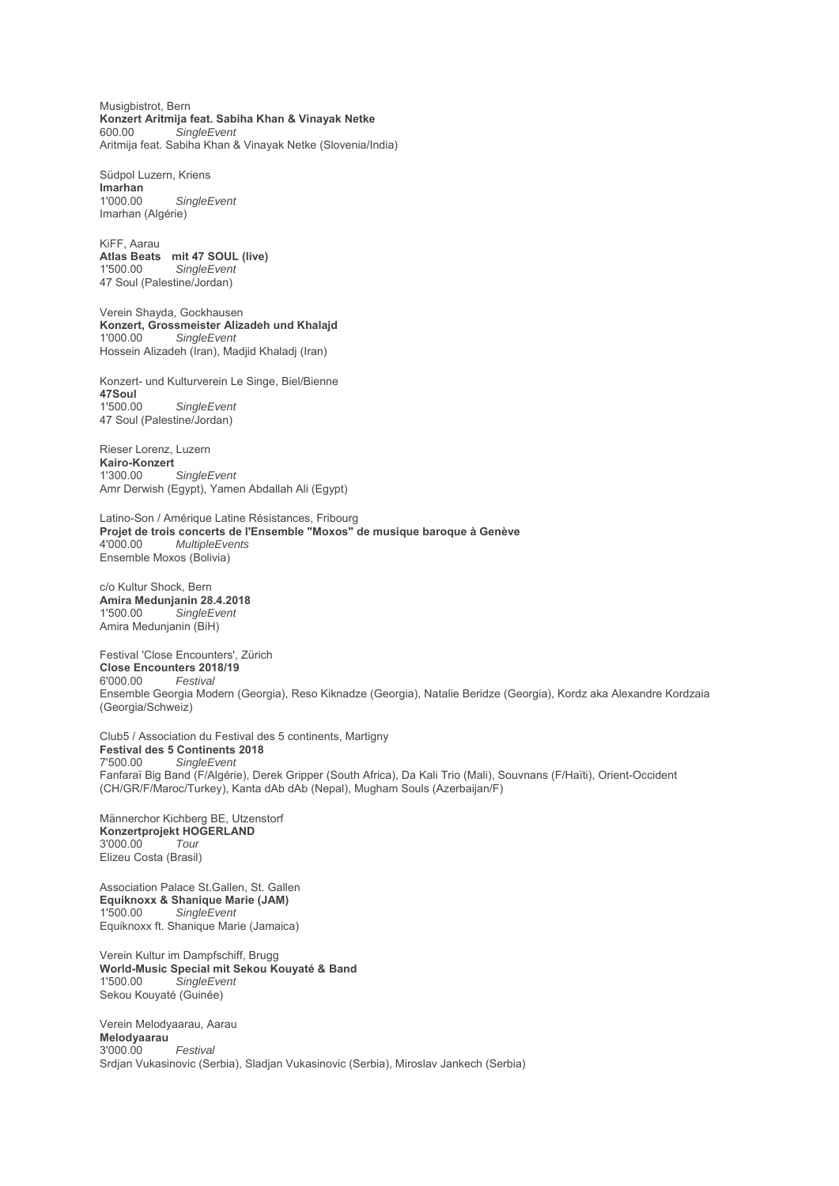Musigbistrot, Bern
**Konzert Aritmija feat. Sabiha Khan & Vinayak Netke**
600.00 *SingleEvent*
Aritmija feat. Sabiha Khan & Vinayak Netke (Slovenia/India)

Südpol Luzern, Kriens
**Imarhan**
1'000.00 *SingleEvent*
Imarhan (Algérie)

KiFF, Aarau
**Atlas Beats mit 47 SOUL (live)**
1'500.00 *SingleEvent*
47 Soul (Palestine/Jordan)

Verein Shayda, Gockhausen
**Konzert, Grossmeister Alizadeh und Khalajd**
1'000.00 *SingleEvent*
Hossein Alizadeh (Iran), Madjid Khaladj (Iran)

Konzert- und Kulturverein Le Singe, Biel/Bienne
**47Soul**
1'500.00 *SingleEvent*
47 Soul (Palestine/Jordan)

Rieser Lorenz, Luzern
**Kairo-Konzert**
1'300.00 *SingleEvent*
Amr Derwish (Egypt), Yamen Abdallah Ali (Egypt)

Latino-Son / Amérique Latine Résistances, Fribourg
**Projet de trois concerts de l'Ensemble "Moxos" de musique baroque à Genève**
4'000.00 *MultipleEvents*
Ensemble Moxos (Bolivia)

c/o Kultur Shock, Bern
**Amira Medunjanin 28.4.2018**
1'500.00 *SingleEvent*
Amira Medunjanin (BiH)

Festival 'Close Encounters', Zürich
**Close Encounters 2018/19**
6'000.00 *Festival*
Ensemble Georgia Modern (Georgia), Reso Kiknadze (Georgia), Natalie Beridze (Georgia), Kordz aka Alexandre Kordzaia (Georgia/Schweiz)

Club5 / Association du Festival des 5 continents, Martigny
**Festival des 5 Continents 2018**
7'500.00 *SingleEvent*
Fanfaraï Big Band (F/Algérie), Derek Gripper (South Africa), Da Kali Trio (Mali), Souvnans (F/Haïti), Orient-Occident (CH/GR/F/Maroc/Turkey), Kanta dAb dAb (Nepal), Mugham Souls (Azerbaijan/F)

Männerchor Kichberg BE, Utzenstorf
**Konzertprojekt HOGERLAND**
3'000.00 *Tour*
Elizeu Costa (Brasil)

Association Palace St.Gallen, St. Gallen
**Equiknoxx & Shanique Marie (JAM)**
1'500.00 *SingleEvent*
Equiknoxx ft. Shanique Marie (Jamaica)

Verein Kultur im Dampfschiff, Brugg
**World-Music Special mit Sekou Kouyaté & Band**
1'500.00 *SingleEvent*
Sekou Kouyaté (Guinée)

Verein Melodyaarau, Aarau
**Melodyaarau**
3'000.00 *Festival*
Srdjan Vukasinovic (Serbia), Sladjan Vukasinovic (Serbia), Miroslav Jankech (Serbia)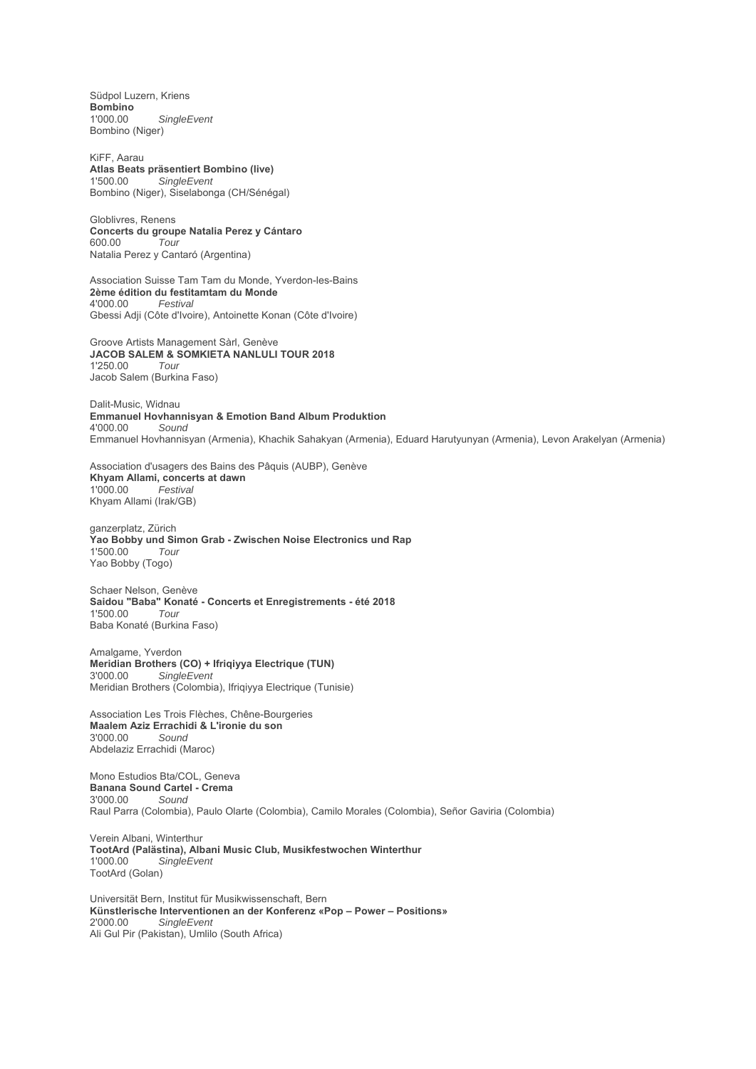Südpol Luzern, Kriens
**Bombino**
1'000.00 *SingleEvent*
Bombino (Niger)

KiFF, Aarau
**Atlas Beats präsentiert Bombino (live)**
1'500.00 *SingleEvent*
Bombino (Niger), Siselabonga (CH/Sénégal)

Globlivres, Renens
**Concerts du groupe Natalia Perez y Cántaro**
600.00 *Tour*
Natalia Perez y Cantaró (Argentina)

Association Suisse Tam Tam du Monde, Yverdon-les-Bains
**2ème édition du festitamtam du Monde**
4'000.00 *Festival*
Gbessi Adji (Côte d'Ivoire), Antoinette Konan (Côte d'Ivoire)

Groove Artists Management Sàrl, Genève
**JACOB SALEM & SOMKIETA NANLULI TOUR 2018**
1'250.00 *Tour*
Jacob Salem (Burkina Faso)

Dalit-Music, Widnau
**Emmanuel Hovhannisyan & Emotion Band Album Produktion**
4'000.00 *Sound*
Emmanuel Hovhannisyan (Armenia), Khachik Sahakyan (Armenia), Eduard Harutyunyan (Armenia), Levon Arakelyan (Armenia)

Association d'usagers des Bains des Pâquis (AUBP), Genève
**Khyam Allami, concerts at dawn**
1'000.00 *Festival*
Khyam Allami (Irak/GB)

ganzerplatz, Zürich
**Yao Bobby und Simon Grab - Zwischen Noise Electronics und Rap**
1'500.00 *Tour*
Yao Bobby (Togo)

Schaer Nelson, Genève
**Saidou "Baba" Konaté - Concerts et Enregistrements - été 2018**
1'500.00 *Tour*
Baba Konaté (Burkina Faso)

Amalgame, Yverdon
**Meridian Brothers (CO) + Ifriqiyya Electrique (TUN)**
3'000.00 *SingleEvent*
Meridian Brothers (Colombia), Ifriqiyya Electrique (Tunisie)

Association Les Trois Flèches, Chêne-Bourgeries
**Maalem Aziz Errachidi & L'ironie du son**
3'000.00 *Sound*
Abdelaziz Errachidi (Maroc)

Mono Estudios Bta/COL, Geneva
**Banana Sound Cartel - Crema**
3'000.00 *Sound*
Raul Parra (Colombia), Paulo Olarte (Colombia), Camilo Morales (Colombia), Señor Gaviria (Colombia)

Verein Albani, Winterthur
**TootArd (Palästina), Albani Music Club, Musikfestwochen Winterthur**
1'000.00 *SingleEvent*
TootArd (Golan)

Universität Bern, Institut für Musikwissenschaft, Bern
**Künstlerische Interventionen an der Konferenz «Pop – Power – Positions»**
2'000.00 *SingleEvent*
Ali Gul Pir (Pakistan), Umlilo (South Africa)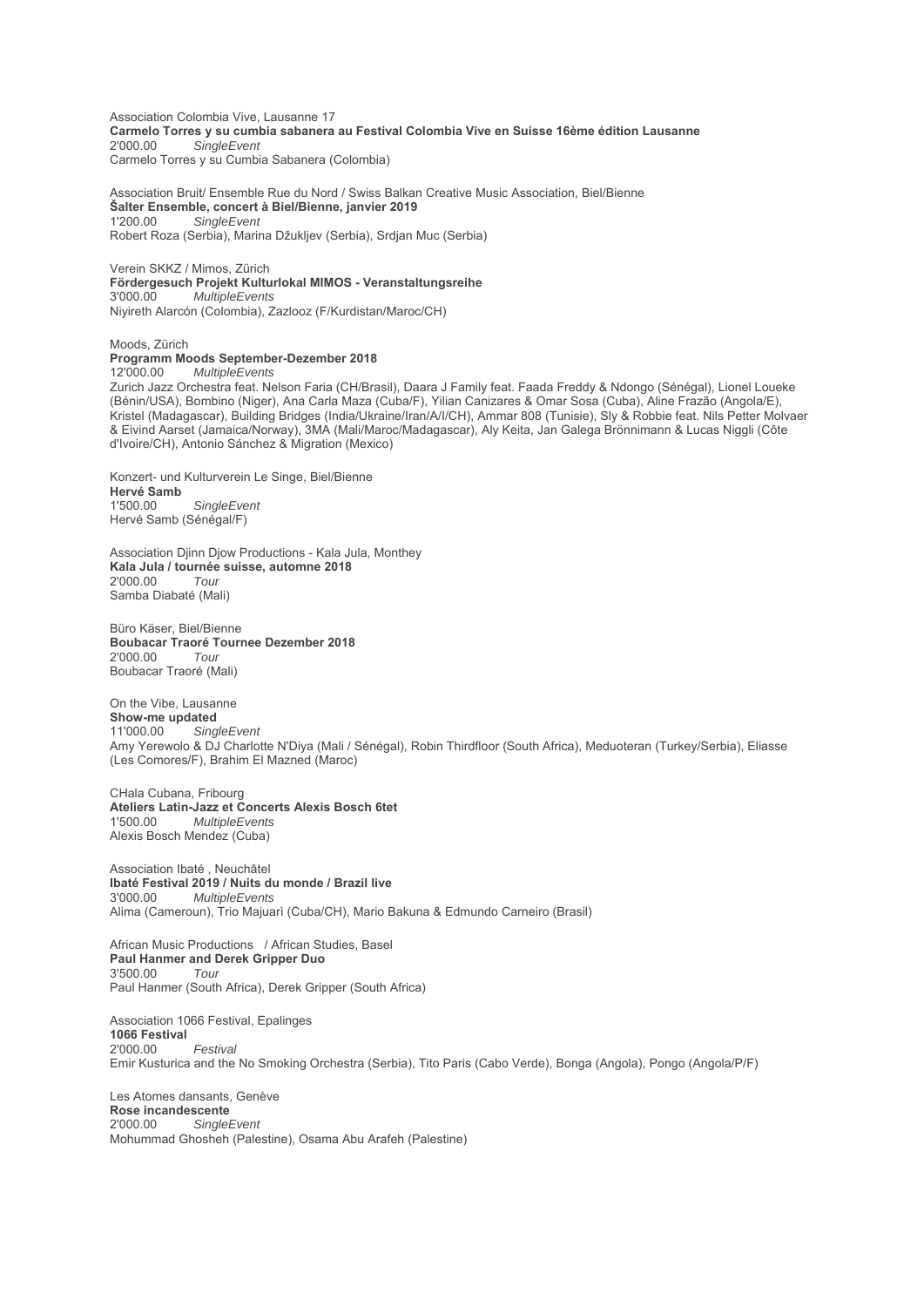Association Colombia Vive, Lausanne 17
**Carmelo Torres y su cumbia sabanera au Festival Colombia Vive en Suisse 16ème édition Lausanne**
2'000.00 *SingleEvent*
Carmelo Torres y su Cumbia Sabanera (Colombia)

Association Bruit/ Ensemble Rue du Nord / Swiss Balkan Creative Music Association, Biel/Bienne
**Šalter Ensemble, concert à Biel/Bienne, janvier 2019**
1'200.00 *SingleEvent*
Robert Roza (Serbia), Marina Džukljev (Serbia), Srdjan Muc (Serbia)

Verein SKKZ / Mimos, Zürich
**Fördergesuch Projekt Kulturlokal MIMOS - Veranstaltungsreihe**
3'000.00 *MultipleEvents*
Niyireth Alarcón (Colombia), Zazlooz (F/Kurdistan/Maroc/CH)

Moods, Zürich
**Programm Moods September-Dezember 2018**
12'000.00 *MultipleEvents*
Zurich Jazz Orchestra feat. Nelson Faria (CH/Brasil), Daara J Family feat. Faada Freddy & Ndongo (Sénégal), Lionel Loueke (Bénin/USA), Bombino (Niger), Ana Carla Maza (Cuba/F), Yilian Canizares & Omar Sosa (Cuba), Aline Frazão (Angola/E), Kristel (Madagascar), Building Bridges (India/Ukraine/Iran/A/I/CH), Ammar 808 (Tunisie), Sly & Robbie feat. Nils Petter Molvaer & Eivind Aarset (Jamaica/Norway), 3MA (Mali/Maroc/Madagascar), Aly Keita, Jan Galega Brönnimann & Lucas Niggli (Côte d'Ivoire/CH), Antonio Sánchez & Migration (Mexico)

Konzert- und Kulturverein Le Singe, Biel/Bienne
**Hervé Samb**
1'500.00 *SingleEvent*
Hervé Samb (Sénégal/F)

Association Djinn Djow Productions - Kala Jula, Monthey
**Kala Jula / tournée suisse, automne 2018**
2'000.00 *Tour*
Samba Diabaté (Mali)

Büro Käser, Biel/Bienne
**Boubacar Traoré Tournee Dezember 2018**
2'000.00 *Tour*
Boubacar Traoré (Mali)

On the Vibe, Lausanne
**Show-me updated**
11'000.00 *SingleEvent*
Amy Yerewolo & DJ Charlotte N'Diya (Mali / Sénégal), Robin Thirdfloor (South Africa), Meduoteran (Turkey/Serbia), Eliasse (Les Comores/F), Brahim El Mazned (Maroc)

CHala Cubana, Fribourg
**Ateliers Latin-Jazz et Concerts Alexis Bosch 6tet**
1'500.00 *MultipleEvents*
Alexis Bosch Mendez (Cuba)

Association Ibaté , Neuchâtel
**Ibaté Festival 2019 / Nuits du monde / Brazil live**
3'000.00 *MultipleEvents*
Alima (Cameroun), Trio Majuarì (Cuba/CH), Mario Bakuna & Edmundo Carneiro (Brasil)

African Music Productions / African Studies, Basel
**Paul Hanmer and Derek Gripper Duo**
3'500.00 *Tour*
Paul Hanmer (South Africa), Derek Gripper (South Africa)

Association 1066 Festival, Epalinges
**1066 Festival**
2'000.00 *Festival*
Emir Kusturica and the No Smoking Orchestra (Serbia), Tito Paris (Cabo Verde), Bonga (Angola), Pongo (Angola/P/F)

Les Atomes dansants, Genève
**Rose incandescente**
2'000.00 *SingleEvent*
Mohummad Ghosheh (Palestine), Osama Abu Arafeh (Palestine)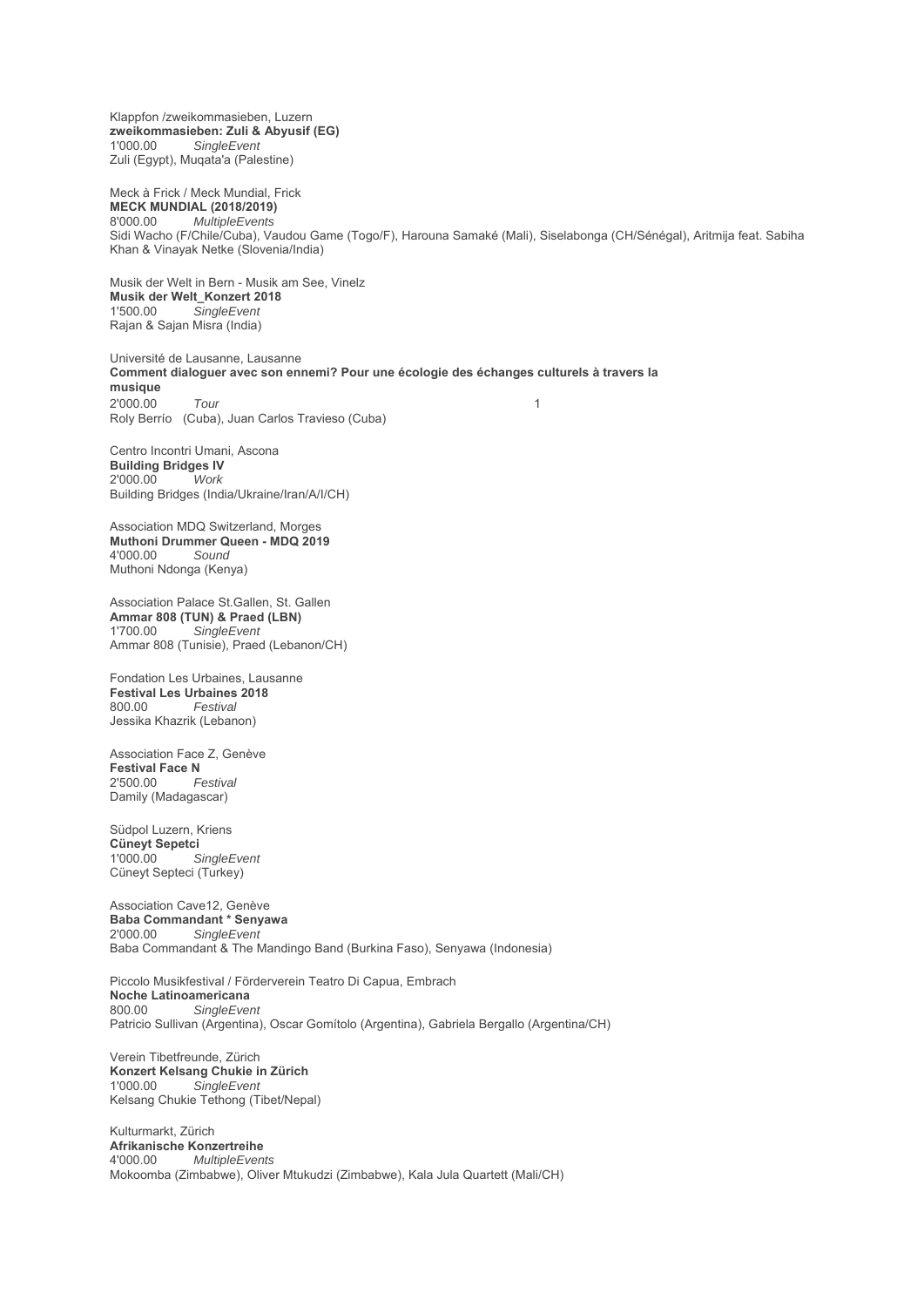Klappfon /zweikommasieben, Luzern
**zweikommasieben: Zuli & Abyusif (EG)**
1'000.00 *SingleEvent*
Zuli (Egypt), Muqata'a (Palestine)

Meck à Frick / Meck Mundial, Frick
**MECK MUNDIAL (2018/2019)**
8'000.00 *MultipleEvents*
Sidi Wacho (F/Chile/Cuba), Vaudou Game (Togo/F), Harouna Samaké (Mali), Siselabonga (CH/Sénégal), Aritmija feat. Sabiha Khan & Vinayak Netke (Slovenia/India)

Musik der Welt in Bern - Musik am See, Vinelz
**Musik der Welt_Konzert 2018**
1'500.00 *SingleEvent*
Rajan & Sajan Misra (India)

Université de Lausanne, Lausanne
**Comment dialoguer avec son ennemi? Pour une écologie des échanges culturels à travers la musique**
2'000.00 *Tour* 1
Roly Berrío (Cuba), Juan Carlos Travieso (Cuba)

Centro Incontri Umani, Ascona
**Building Bridges IV**
2'000.00 *Work*
Building Bridges (India/Ukraine/Iran/A/I/CH)

Association MDQ Switzerland, Morges
**Muthoni Drummer Queen - MDQ 2019**
4'000.00 *Sound*
Muthoni Ndonga (Kenya)

Association Palace St.Gallen, St. Gallen
**Ammar 808 (TUN) & Praed (LBN)**
1'700.00 *SingleEvent*
Ammar 808 (Tunisie), Praed (Lebanon/CH)

Fondation Les Urbaines, Lausanne
**Festival Les Urbaines 2018**
800.00 *Festival*
Jessika Khazrik (Lebanon)

Association Face Z, Genève
**Festival Face N**
2'500.00 *Festival*
Damily (Madagascar)

Südpol Luzern, Kriens
**Cüneyt Sepetci**
1'000.00 *SingleEvent*
Cüneyt Septeci (Turkey)

Association Cave12, Genève
**Baba Commandant * Senyawa**
2'000.00 *SingleEvent*
Baba Commandant & The Mandingo Band (Burkina Faso), Senyawa (Indonesia)

Piccolo Musikfestival / Förderverein Teatro Di Capua, Embrach
**Noche Latinoamericana**
800.00 *SingleEvent*
Patricio Sullivan (Argentina), Oscar Gomítolo (Argentina), Gabriela Bergallo (Argentina/CH)

Verein Tibetfreunde, Zürich
**Konzert Kelsang Chukie in Zürich**
1'000.00 *SingleEvent*
Kelsang Chukie Tethong (Tibet/Nepal)

Kulturmarkt, Zürich
**Afrikanische Konzertreihe**
4'000.00 *MultipleEvents*
Mokoomba (Zimbabwe), Oliver Mtukudzi (Zimbabwe), Kala Jula Quartett (Mali/CH)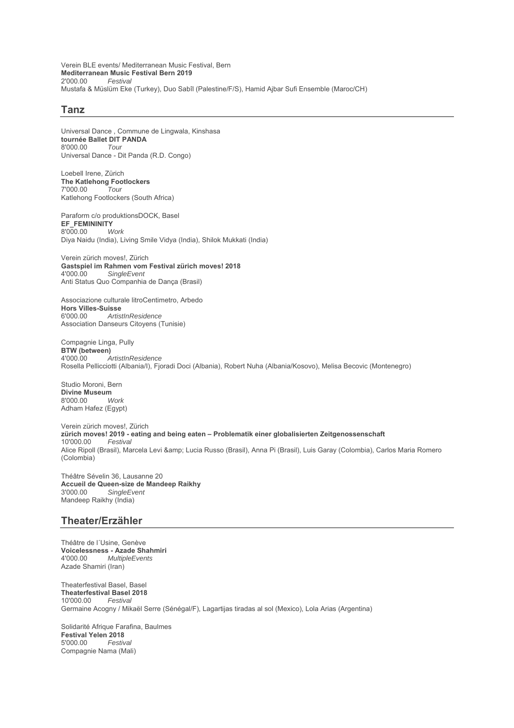Verein BLE events/ Mediterranean Music Festival, Bern
**Mediterranean Music Festival Bern 2019**
2'000.00 *Festival*
Mustafa & Müslüm Eke (Turkey), Duo Sabîl (Palestine/F/S), Hamid Ajbar Sufi Ensemble (Maroc/CH)

## Tanz

Universal Dance , Commune de Lingwala, Kinshasa
**tournée Ballet DIT PANDA**
8'000.00 *Tour*
Universal Dance - Dit Panda (R.D. Congo)

Loebell Irene, Zürich
**The Katlehong Footlockers**
7'000.00 *Tour*
Katlehong Footlockers (South Africa)

Paraform c/o produktionsDOCK, Basel
**EF_FEMININITY**
8'000.00 *Work*
Diya Naidu (India), Living Smile Vidya (India), Shilok Mukkati (India)

Verein zürich moves!, Zürich
**Gastspiel im Rahmen vom Festival zürich moves! 2018**
4'000.00 *SingleEvent*
Anti Status Quo Companhia de Dança (Brasil)

Associazione culturale litroCentimetro, Arbedo
**Hors Villes-Suisse**
6'000.00 *ArtistInResidence*
Association Danseurs Citoyens (Tunisie)

Compagnie Linga, Pully
**BTW (between)**
4'000.00 *ArtistInResidence*
Rosella Pellicciotti (Albania/I), Fjoradi Doci (Albania), Robert Nuha (Albania/Kosovo), Melisa Becovic (Montenegro)

Studio Moroni, Bern
**Divine Museum**
8'000.00 *Work*
Adham Hafez (Egypt)

Verein zürich moves!, Zürich
**zürich moves! 2019 - eating and being eaten – Problematik einer globalisierten Zeitgenossenschaft**
10'000.00 *Festival*
Alice Ripoll (Brasil), Marcela Levi &amp; Lucia Russo (Brasil), Anna Pi (Brasil), Luis Garay (Colombia), Carlos Maria Romero (Colombia)

Théâtre Sévelin 36, Lausanne 20
**Accueil de Queen-size de Mandeep Raikhy**
3'000.00 *SingleEvent*
Mandeep Raikhy (India)

## Theater/Erzähler

Théâtre de l´Usine, Genève
**Voicelessness - Azade Shahmiri**
4'000.00 *MultipleEvents*
Azade Shamiri (Iran)

Theaterfestival Basel, Basel
**Theaterfestival Basel 2018**
10'000.00 *Festival*
Germaine Acogny / Mikaël Serre (Sénégal/F), Lagartijas tiradas al sol (Mexico), Lola Arias (Argentina)

Solidarité Afrique Farafina, Baulmes
**Festival Yelen 2018**
5'000.00 *Festival*
Compagnie Nama (Mali)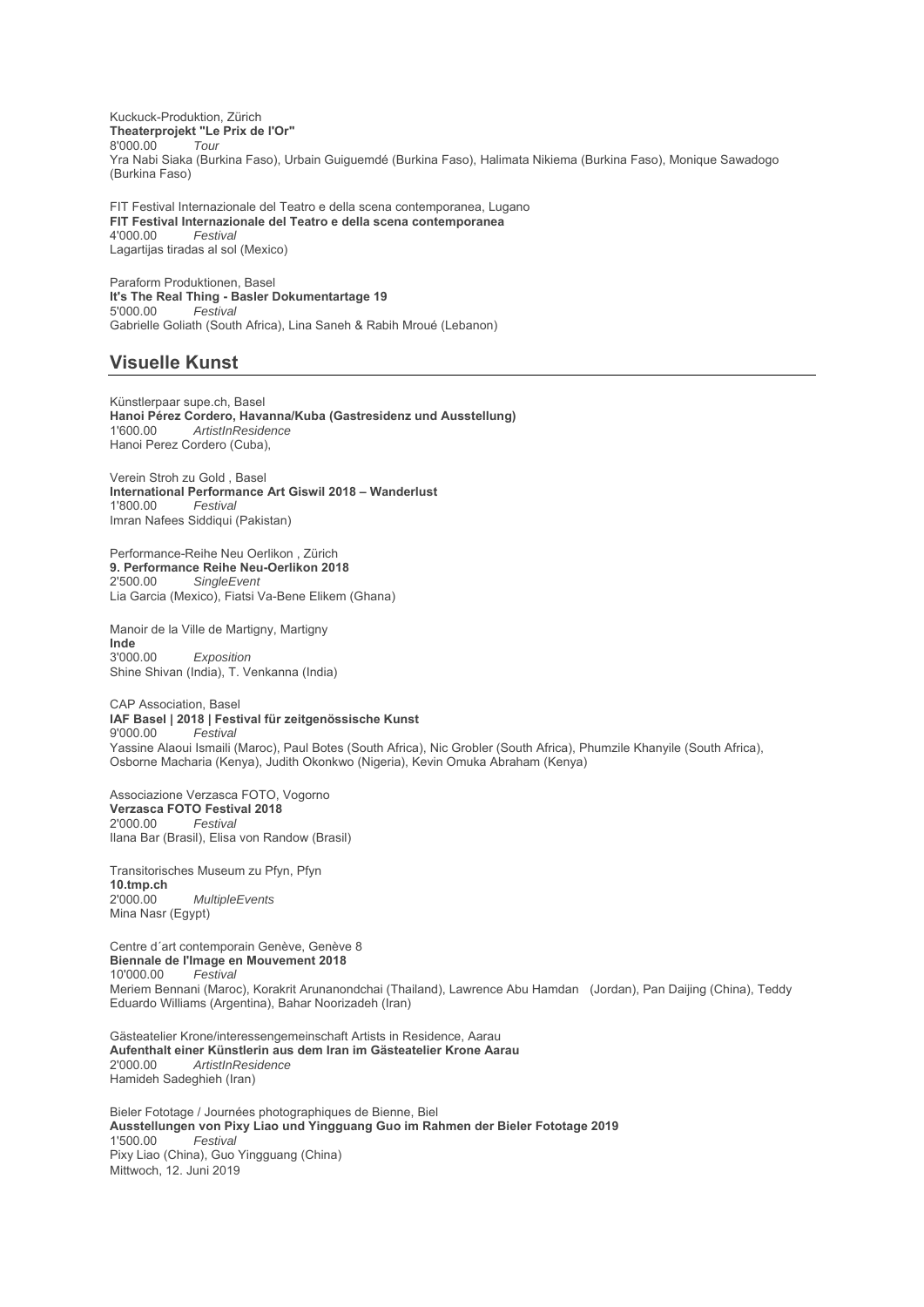Kuckuck-Produktion, Zürich
**Theaterprojekt "Le Prix de l'Or"**
8'000.00 *Tour*
Yra Nabi Siaka (Burkina Faso), Urbain Guiguemdé (Burkina Faso), Halimata Nikiema (Burkina Faso), Monique Sawadogo (Burkina Faso)

FIT Festival Internazionale del Teatro e della scena contemporanea, Lugano
**FIT Festival Internazionale del Teatro e della scena contemporanea**
4'000.00 *Festival*
Lagartijas tiradas al sol (Mexico)

Paraform Produktionen, Basel
**It's The Real Thing - Basler Dokumentartage 19**
5'000.00 *Festival*
Gabrielle Goliath (South Africa), Lina Saneh & Rabih Mroué (Lebanon)

## Visuelle Kunst

Künstlerpaar supe.ch, Basel
**Hanoi Pérez Cordero, Havanna/Kuba (Gastresidenz und Ausstellung)**
1'600.00 *ArtistInResidence*
Hanoi Perez Cordero (Cuba),

Verein Stroh zu Gold , Basel
**International Performance Art Giswil 2018 – Wanderlust**
1'800.00 *Festival*
Imran Nafees Siddiqui (Pakistan)

Performance-Reihe Neu Oerlikon , Zürich
**9. Performance Reihe Neu-Oerlikon 2018**
2'500.00 *SingleEvent*
Lia Garcia (Mexico), Fiatsi Va-Bene Elikem (Ghana)

Manoir de la Ville de Martigny, Martigny
**Inde**
3'000.00 *Exposition*
Shine Shivan (India), T. Venkanna (India)

CAP Association, Basel
**IAF Basel | 2018 | Festival für zeitgenössische Kunst**
9'000.00 *Festival*
Yassine Alaoui Ismaili (Maroc), Paul Botes (South Africa), Nic Grobler (South Africa), Phumzile Khanyile (South Africa), Osborne Macharia (Kenya), Judith Okonkwo (Nigeria), Kevin Omuka Abraham (Kenya)

Associazione Verzasca FOTO, Vogorno
**Verzasca FOTO Festival 2018**
2'000.00 *Festival*
Ilana Bar (Brasil), Elisa von Randow (Brasil)

Transitorisches Museum zu Pfyn, Pfyn
**10.tmp.ch**
2'000.00 *MultipleEvents*
Mina Nasr (Egypt)

Centre d´art contemporain Genève, Genève 8
**Biennale de l'Image en Mouvement 2018**
10'000.00 *Festival*
Meriem Bennani (Maroc), Korakrit Arunanondchai (Thailand), Lawrence Abu Hamdan (Jordan), Pan Daijing (China), Teddy Eduardo Williams (Argentina), Bahar Noorizadeh (Iran)

Gästeatelier Krone/interessengemeinschaft Artists in Residence, Aarau
**Aufenthalt einer Künstlerin aus dem Iran im Gästeatelier Krone Aarau**
2'000.00 *ArtistInResidence*
Hamideh Sadeghieh (Iran)

Bieler Fototage / Journées photographiques de Bienne, Biel
**Ausstellungen von Pixy Liao und Yingguang Guo im Rahmen der Bieler Fototage 2019**
1'500.00 *Festival*
Pixy Liao (China), Guo Yingguang (China)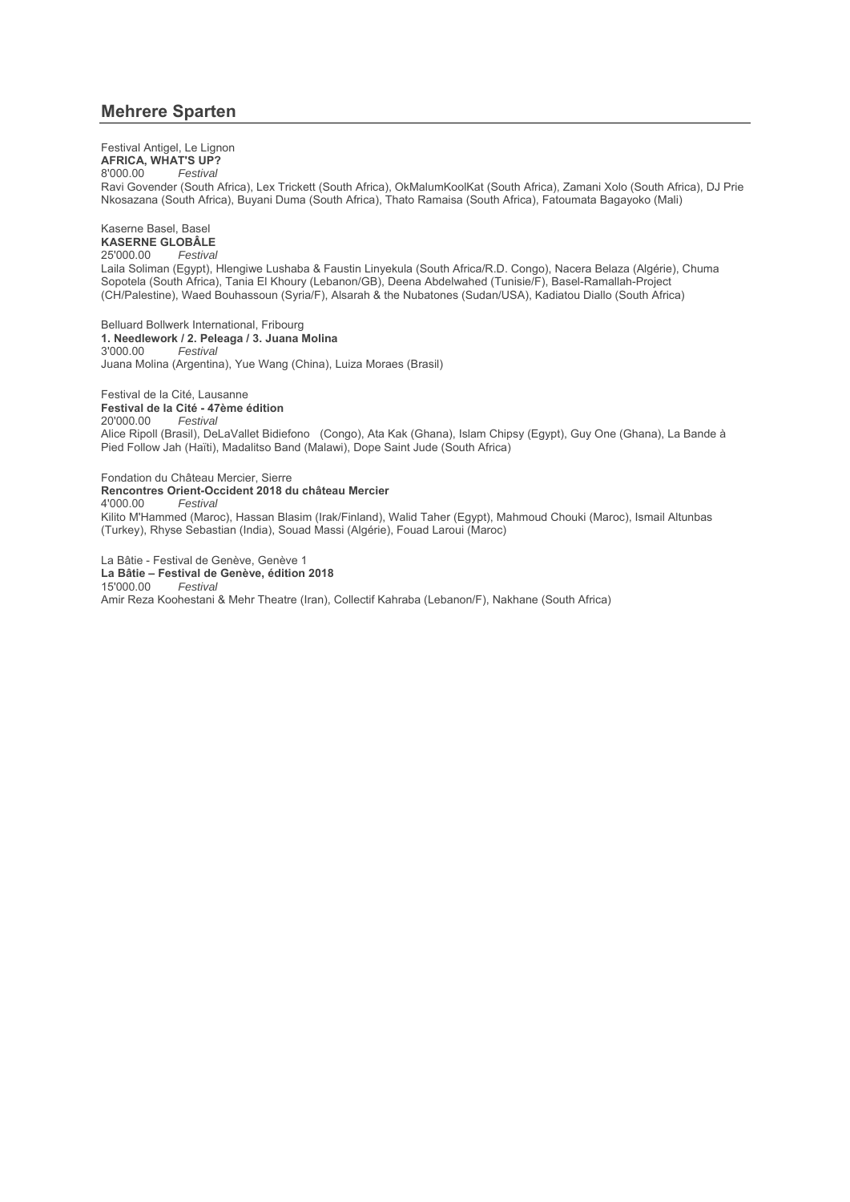## Mehrere Sparten

Festival Antigel, Le Lignon
**AFRICA, WHAT'S UP?**
8'000.00 *Festival*
Ravi Govender (South Africa), Lex Trickett (South Africa), OkMalumKoolKat (South Africa), Zamani Xolo (South Africa), DJ Prie Nkosazana (South Africa), Buyani Duma (South Africa), Thato Ramaisa (South Africa), Fatoumata Bagayoko (Mali)

Kaserne Basel, Basel
**KASERNE GLOBÂLE**
25'000.00 *Festival*
Laila Soliman (Egypt), Hlengiwe Lushaba & Faustin Linyekula (South Africa/R.D. Congo), Nacera Belaza (Algérie), Chuma Sopotela (South Africa), Tania El Khoury (Lebanon/GB), Deena Abdelwahed (Tunisie/F), Basel-Ramallah-Project (CH/Palestine), Waed Bouhassoun (Syria/F), Alsarah & the Nubatones (Sudan/USA), Kadiatou Diallo (South Africa)

Belluard Bollwerk International, Fribourg
**1. Needlework / 2. Peleaga / 3. Juana Molina**
3'000.00 *Festival*
Juana Molina (Argentina), Yue Wang (China), Luiza Moraes (Brasil)

Festival de la Cité, Lausanne
**Festival de la Cité - 47ème édition**
20'000.00 *Festival*
Alice Ripoll (Brasil), DeLaVallet Bidiefono (Congo), Ata Kak (Ghana), Islam Chipsy (Egypt), Guy One (Ghana), La Bande à Pied Follow Jah (Haïti), Madalitso Band (Malawi), Dope Saint Jude (South Africa)

Fondation du Château Mercier, Sierre
**Rencontres Orient-Occident 2018 du château Mercier**
4'000.00 *Festival*
Kilito M'Hammed (Maroc), Hassan Blasim (Irak/Finland), Walid Taher (Egypt), Mahmoud Chouki (Maroc), Ismail Altunbas (Turkey), Rhyse Sebastian (India), Souad Massi (Algérie), Fouad Laroui (Maroc)

La Bâtie - Festival de Genève, Genève 1
**La Bâtie – Festival de Genève, édition 2018**
15'000.00 *Festival*
Amir Reza Koohestani & Mehr Theatre (Iran), Collectif Kahraba (Lebanon/F), Nakhane (South Africa)